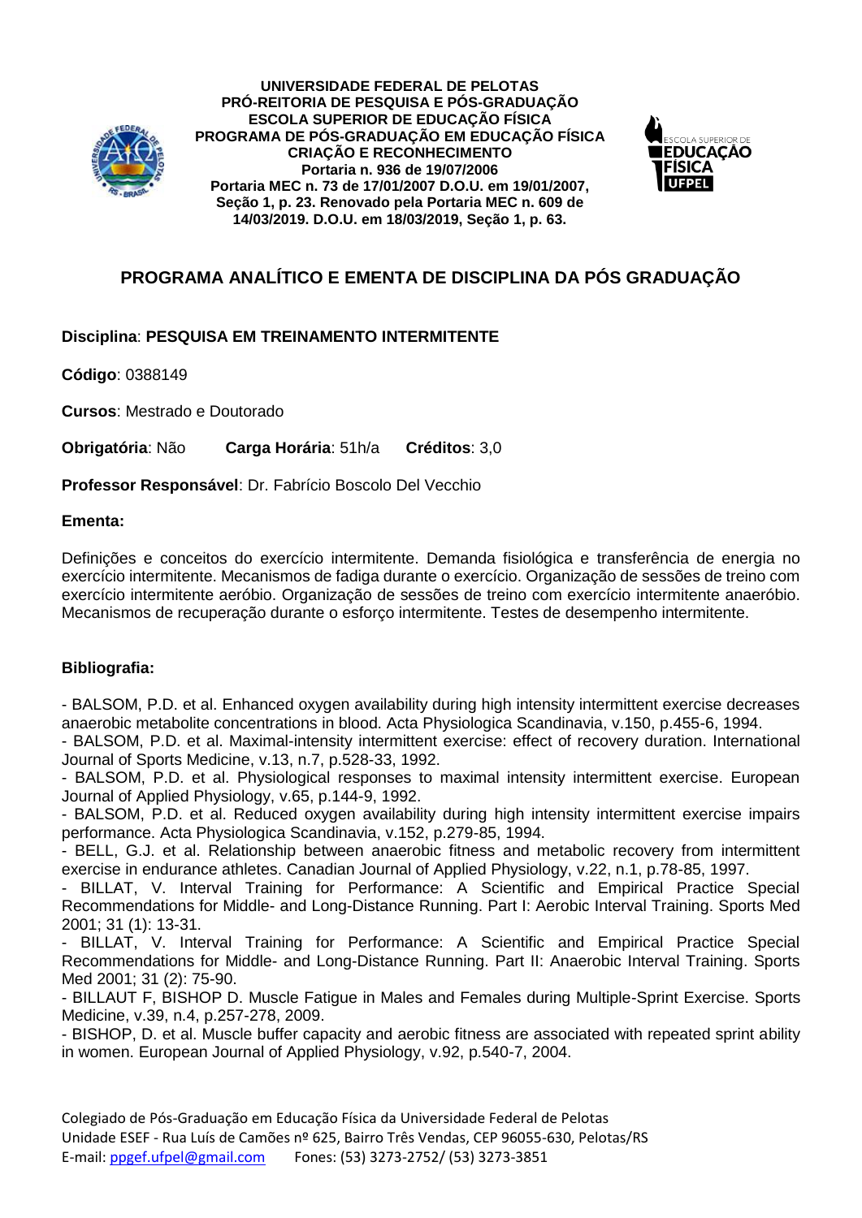**UNIVERSIDADE FEDERAL DE PELOTAS**
**PRÓ-REITORIA DE PESQUISA E PÓS-GRADUAÇÃO**
**ESCOLA SUPERIOR DE EDUCAÇÃO FÍSICA**
**PROGRAMA DE PÓS-GRADUAÇÃO EM EDUCAÇÃO FÍSICA**
**CRIAÇÃO E RECONHECIMENTO**
**Portaria n. 936 de 19/07/2006**
**Portaria MEC n. 73 de 17/01/2007 D.O.U. em 19/01/2007, Seção 1, p. 23. Renovado pela Portaria MEC n. 609 de 14/03/2019. D.O.U. em 18/03/2019, Seção 1, p. 63.**

# PROGRAMA ANALÍTICO E EMENTA DE DISCIPLINA DA PÓS GRADUAÇÃO

**Disciplina**: **PESQUISA EM TREINAMENTO INTERMITENTE**

**Código**: 0388149

**Cursos**: Mestrado e Doutorado

**Obrigatória**: Não **Carga Horária**: 51h/a **Créditos**: 3,0

**Professor Responsável**: Dr. Fabrício Boscolo Del Vecchio

**Ementa:**

Definições e conceitos do exercício intermitente. Demanda fisiológica e transferência de energia no exercício intermitente. Mecanismos de fadiga durante o exercício. Organização de sessões de treino com exercício intermitente aeróbio. Organização de sessões de treino com exercício intermitente anaeróbio. Mecanismos de recuperação durante o esforço intermitente. Testes de desempenho intermitente.

**Bibliografia:**

- BALSOM, P.D. et al. Enhanced oxygen availability during high intensity intermittent exercise decreases anaerobic metabolite concentrations in blood. Acta Physiologica Scandinavia, v.150, p.455-6, 1994.
- BALSOM, P.D. et al. Maximal-intensity intermittent exercise: effect of recovery duration. International Journal of Sports Medicine, v.13, n.7, p.528-33, 1992.
- BALSOM, P.D. et al. Physiological responses to maximal intensity intermittent exercise. European Journal of Applied Physiology, v.65, p.144-9, 1992.
- BALSOM, P.D. et al. Reduced oxygen availability during high intensity intermittent exercise impairs performance. Acta Physiologica Scandinavia, v.152, p.279-85, 1994.
- BELL, G.J. et al. Relationship between anaerobic fitness and metabolic recovery from intermittent exercise in endurance athletes. Canadian Journal of Applied Physiology, v.22, n.1, p.78-85, 1997.
- BILLAT, V. Interval Training for Performance: A Scientific and Empirical Practice Special Recommendations for Middle- and Long-Distance Running. Part I: Aerobic Interval Training. Sports Med 2001; 31 (1): 13-31.
- BILLAT, V. Interval Training for Performance: A Scientific and Empirical Practice Special Recommendations for Middle- and Long-Distance Running. Part II: Anaerobic Interval Training. Sports Med 2001; 31 (2): 75-90.
- BILLAUT F, BISHOP D. Muscle Fatigue in Males and Females during Multiple-Sprint Exercise. Sports Medicine, v.39, n.4, p.257-278, 2009.
- BISHOP, D. et al. Muscle buffer capacity and aerobic fitness are associated with repeated sprint ability in women. European Journal of Applied Physiology, v.92, p.540-7, 2004.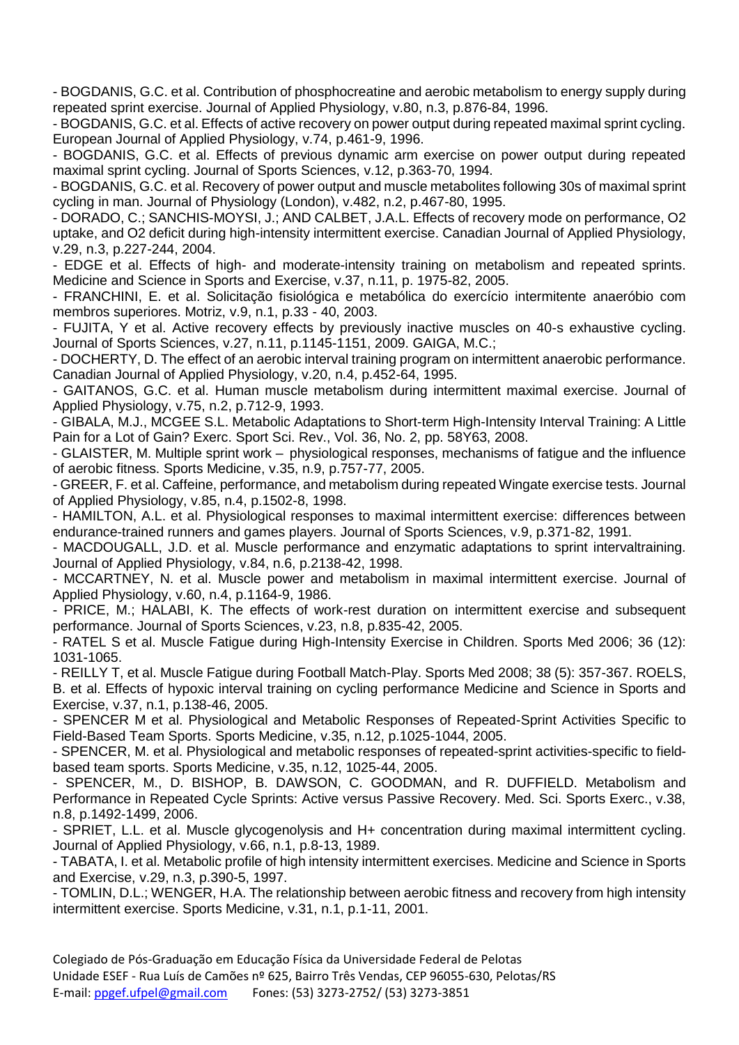- BOGDANIS, G.C. et al. Contribution of phosphocreatine and aerobic metabolism to energy supply during repeated sprint exercise. Journal of Applied Physiology, v.80, n.3, p.876-84, 1996.

- BOGDANIS, G.C. et al. Effects of active recovery on power output during repeated maximal sprint cycling. European Journal of Applied Physiology, v.74, p.461-9, 1996.

- BOGDANIS, G.C. et al. Effects of previous dynamic arm exercise on power output during repeated maximal sprint cycling. Journal of Sports Sciences, v.12, p.363-70, 1994.

- BOGDANIS, G.C. et al. Recovery of power output and muscle metabolites following 30s of maximal sprint cycling in man. Journal of Physiology (London), v.482, n.2, p.467-80, 1995.

- DORADO, C.; SANCHIS-MOYSI, J.; AND CALBET, J.A.L. Effects of recovery mode on performance, O2 uptake, and O2 deficit during high-intensity intermittent exercise. Canadian Journal of Applied Physiology, v.29, n.3, p.227-244, 2004.

- EDGE et al. Effects of high- and moderate-intensity training on metabolism and repeated sprints. Medicine and Science in Sports and Exercise, v.37, n.11, p. 1975-82, 2005.

- FRANCHINI, E. et al. Solicitação fisiológica e metabólica do exercício intermitente anaeróbio com membros superiores. Motriz, v.9, n.1, p.33 - 40, 2003.

- FUJITA, Y et al. Active recovery effects by previously inactive muscles on 40-s exhaustive cycling. Journal of Sports Sciences, v.27, n.11, p.1145-1151, 2009. GAIGA, M.C.;

- DOCHERTY, D. The effect of an aerobic interval training program on intermittent anaerobic performance. Canadian Journal of Applied Physiology, v.20, n.4, p.452-64, 1995.

- GAITANOS, G.C. et al. Human muscle metabolism during intermittent maximal exercise. Journal of Applied Physiology, v.75, n.2, p.712-9, 1993.

- GIBALA, M.J., MCGEE S.L. Metabolic Adaptations to Short-term High-Intensity Interval Training: A Little Pain for a Lot of Gain? Exerc. Sport Sci. Rev., Vol. 36, No. 2, pp. 58Y63, 2008.

- GLAISTER, M. Multiple sprint work – physiological responses, mechanisms of fatigue and the influence of aerobic fitness. Sports Medicine, v.35, n.9, p.757-77, 2005.

- GREER, F. et al. Caffeine, performance, and metabolism during repeated Wingate exercise tests. Journal of Applied Physiology, v.85, n.4, p.1502-8, 1998.

- HAMILTON, A.L. et al. Physiological responses to maximal intermittent exercise: differences between endurance-trained runners and games players. Journal of Sports Sciences, v.9, p.371-82, 1991.

- MACDOUGALL, J.D. et al. Muscle performance and enzymatic adaptations to sprint intervaltraining. Journal of Applied Physiology, v.84, n.6, p.2138-42, 1998.

- MCCARTNEY, N. et al. Muscle power and metabolism in maximal intermittent exercise. Journal of Applied Physiology, v.60, n.4, p.1164-9, 1986.

- PRICE, M.; HALABI, K. The effects of work-rest duration on intermittent exercise and subsequent performance. Journal of Sports Sciences, v.23, n.8, p.835-42, 2005.

- RATEL S et al. Muscle Fatigue during High-Intensity Exercise in Children. Sports Med 2006; 36 (12): 1031-1065.

- REILLY T, et al. Muscle Fatigue during Football Match-Play. Sports Med 2008; 38 (5): 357-367. ROELS, B. et al. Effects of hypoxic interval training on cycling performance Medicine and Science in Sports and Exercise, v.37, n.1, p.138-46, 2005.

- SPENCER M et al. Physiological and Metabolic Responses of Repeated-Sprint Activities Specific to Field-Based Team Sports. Sports Medicine, v.35, n.12, p.1025-1044, 2005.

- SPENCER, M. et al. Physiological and metabolic responses of repeated-sprint activities-specific to field-based team sports. Sports Medicine, v.35, n.12, 1025-44, 2005.

- SPENCER, M., D. BISHOP, B. DAWSON, C. GOODMAN, and R. DUFFIELD. Metabolism and Performance in Repeated Cycle Sprints: Active versus Passive Recovery. Med. Sci. Sports Exerc., v.38, n.8, p.1492-1499, 2006.

- SPRIET, L.L. et al. Muscle glycogenolysis and H+ concentration during maximal intermittent cycling. Journal of Applied Physiology, v.66, n.1, p.8-13, 1989.

- TABATA, I. et al. Metabolic profile of high intensity intermittent exercises. Medicine and Science in Sports and Exercise, v.29, n.3, p.390-5, 1997.

- TOMLIN, D.L.; WENGER, H.A. The relationship between aerobic fitness and recovery from high intensity intermittent exercise. Sports Medicine, v.31, n.1, p.1-11, 2001.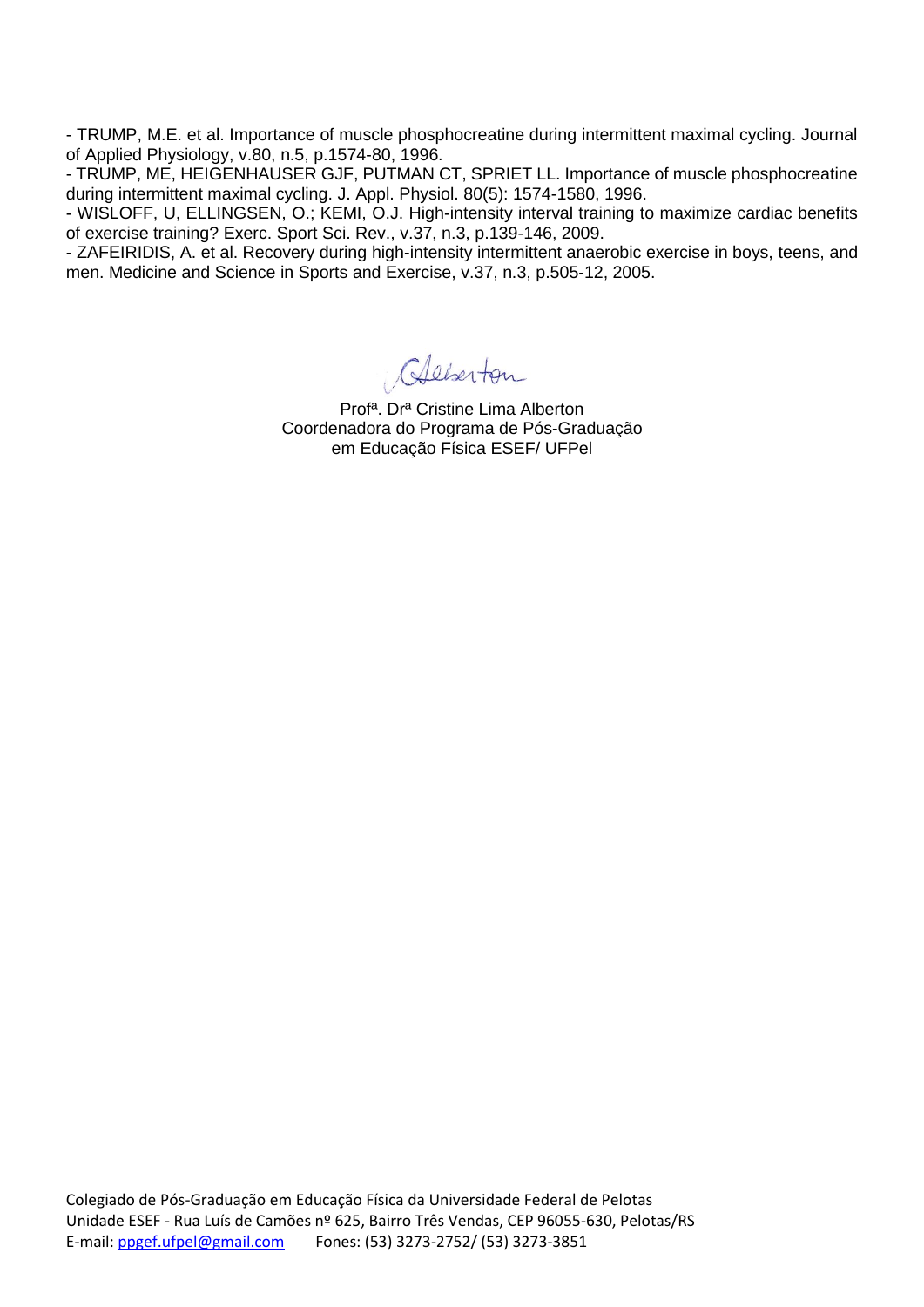- TRUMP, M.E. et al. Importance of muscle phosphocreatine during intermittent maximal cycling. Journal of Applied Physiology, v.80, n.5, p.1574-80, 1996.
- TRUMP, ME, HEIGENHAUSER GJF, PUTMAN CT, SPRIET LL. Importance of muscle phosphocreatine during intermittent maximal cycling. J. Appl. Physiol. 80(5): 1574-1580, 1996.
- WISLOFF, U, ELLINGSEN, O.; KEMI, O.J. High-intensity interval training to maximize cardiac benefits of exercise training? Exerc. Sport Sci. Rev., v.37, n.3, p.139-146, 2009.
- ZAFEIRIDIS, A. et al. Recovery during high-intensity intermittent anaerobic exercise in boys, teens, and men. Medicine and Science in Sports and Exercise, v.37, n.3, p.505-12, 2005.

Profª. Drª Cristine Lima Alberton
Coordenadora do Programa de Pós-Graduação
em Educação Física ESEF/ UFPel

Colegiado de Pós-Graduação em Educação Física da Universidade Federal de Pelotas
Unidade ESEF - Rua Luís de Camões nº 625, Bairro Três Vendas, CEP 96055-630, Pelotas/RS
E-mail: ppgef.ufpel@gmail.com Fones: (53) 3273-2752/ (53) 3273-3851